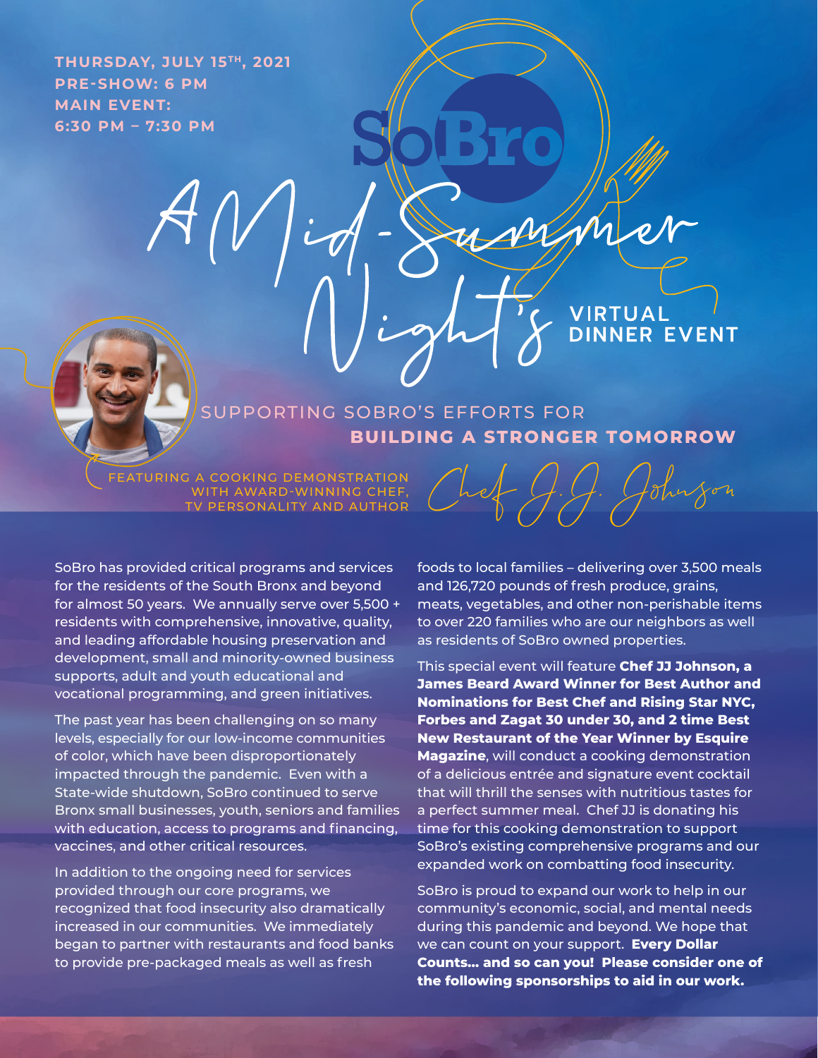**THURSDAY, JULY 15TH, 2021**
**PRE-SHOW: 6 PM**
**MAIN EVENT:**
**6:30 PM – 7:30 PM**

SoBro

# A Mid-Summer Night's

## VIRTUAL DINNER EVENT

SUPPORTING SOBRO'S EFFORTS FOR **BUILDING A STRONGER TOMORROW**

FEATURING A COOKING DEMONSTRATION WITH AWARD-WINNING CHEF, TV PERSONALITY AND AUTHOR Chef J.J. Johnson

SoBro has provided critical programs and services for the residents of the South Bronx and beyond for almost 50 years. We annually serve over 5,500 + residents with comprehensive, innovative, quality, and leading affordable housing preservation and development, small and minority-owned business supports, adult and youth educational and vocational programming, and green initiatives.

The past year has been challenging on so many levels, especially for our low-income communities of color, which have been disproportionately impacted through the pandemic. Even with a State-wide shutdown, SoBro continued to serve Bronx small businesses, youth, seniors and families with education, access to programs and financing, vaccines, and other critical resources.

In addition to the ongoing need for services provided through our core programs, we recognized that food insecurity also dramatically increased in our communities. We immediately began to partner with restaurants and food banks to provide pre-packaged meals as well as fresh foods to local families – delivering over 3,500 meals and 126,720 pounds of fresh produce, grains, meats, vegetables, and other non-perishable items to over 220 families who are our neighbors as well as residents of SoBro owned properties.

This special event will feature **Chef JJ Johnson, a James Beard Award Winner for Best Author and Nominations for Best Chef and Rising Star NYC, Forbes and Zagat 30 under 30, and 2 time Best New Restaurant of the Year Winner by Esquire Magazine**, will conduct a cooking demonstration of a delicious entrée and signature event cocktail that will thrill the senses with nutritious tastes for a perfect summer meal. Chef JJ is donating his time for this cooking demonstration to support SoBro's existing comprehensive programs and our expanded work on combatting food insecurity.

SoBro is proud to expand our work to help in our community's economic, social, and mental needs during this pandemic and beyond. We hope that we can count on your support. **Every Dollar Counts... and so can you! Please consider one of the following sponsorships to aid in our work.**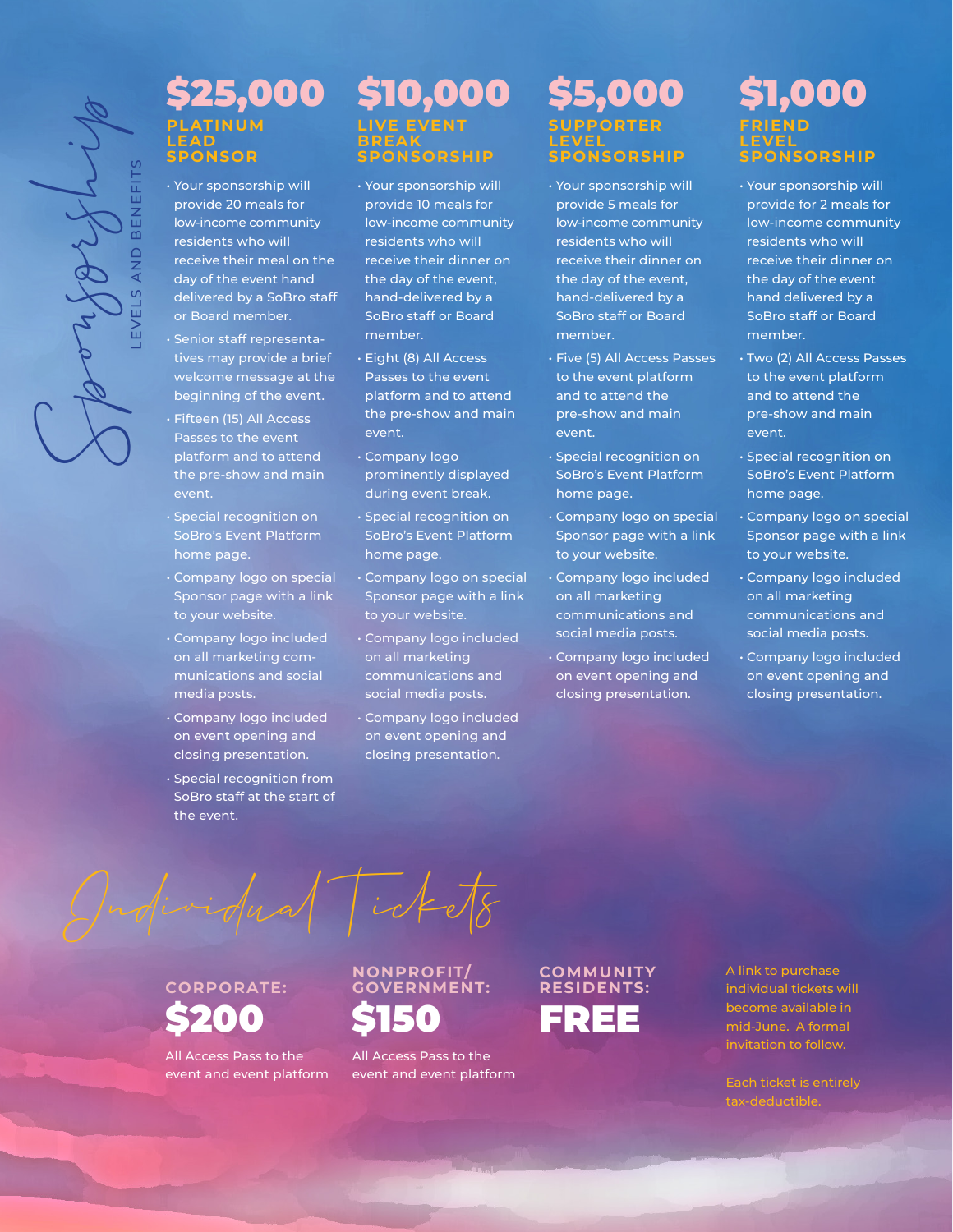# Sponsorship

LEVELS AND BENEFITS

## $25,000

### PLATINUM LEAD SPONSOR

- Your sponsorship will provide 20 meals for low-income community residents who will receive their meal on the day of the event hand delivered by a SoBro staff or Board member.
- Senior staff representatives may provide a brief welcome message at the beginning of the event.
- Fifteen (15) All Access Passes to the event platform and to attend the pre-show and main event.
- Special recognition on SoBro's Event Platform home page.
- Company logo on special Sponsor page with a link to your website.
- Company logo included on all marketing communications and social media posts.
- Company logo included on event opening and closing presentation.
- Special recognition from SoBro staff at the start of the event.

## $10,000

### LIVE EVENT BREAK SPONSORSHIP

- Your sponsorship will provide 10 meals for low-income community residents who will receive their dinner on the day of the event, hand-delivered by a SoBro staff or Board member.
- Eight (8) All Access Passes to the event platform and to attend the pre-show and main event.
- Company logo prominently displayed during event break.
- Special recognition on SoBro's Event Platform home page.
- Company logo on special Sponsor page with a link to your website.
- Company logo included on all marketing communications and social media posts.
- Company logo included on event opening and closing presentation.

## $5,000

### SUPPORTER LEVEL SPONSORSHIP

- Your sponsorship will provide 5 meals for low-income community residents who will receive their dinner on the day of the event, hand-delivered by a SoBro staff or Board member.
- Five (5) All Access Passes to the event platform and to attend the pre-show and main event.
- Special recognition on SoBro's Event Platform home page.
- Company logo on special Sponsor page with a link to your website.
- Company logo included on all marketing communications and social media posts.
- Company logo included on event opening and closing presentation.

## $1,000

### FRIEND LEVEL SPONSORSHIP

- Your sponsorship will provide for 2 meals for low-income community residents who will receive their dinner on the day of the event hand delivered by a SoBro staff or Board member.
- Two (2) All Access Passes to the event platform and to attend the pre-show and main event.
- Special recognition on SoBro's Event Platform home page.
- Company logo on special Sponsor page with a link to your website.
- Company logo included on all marketing communications and social media posts.
- Company logo included on event opening and closing presentation.

# Individual Tickets

### CORPORATE:

## $200

All Access Pass to the event and event platform

### NONPROFIT/ GOVERNMENT:

## $150

All Access Pass to the event and event platform

### COMMUNITY RESIDENTS:

## FREE

A link to purchase individual tickets will become available in mid-June. A formal invitation to follow.

Each ticket is entirely tax-deductible.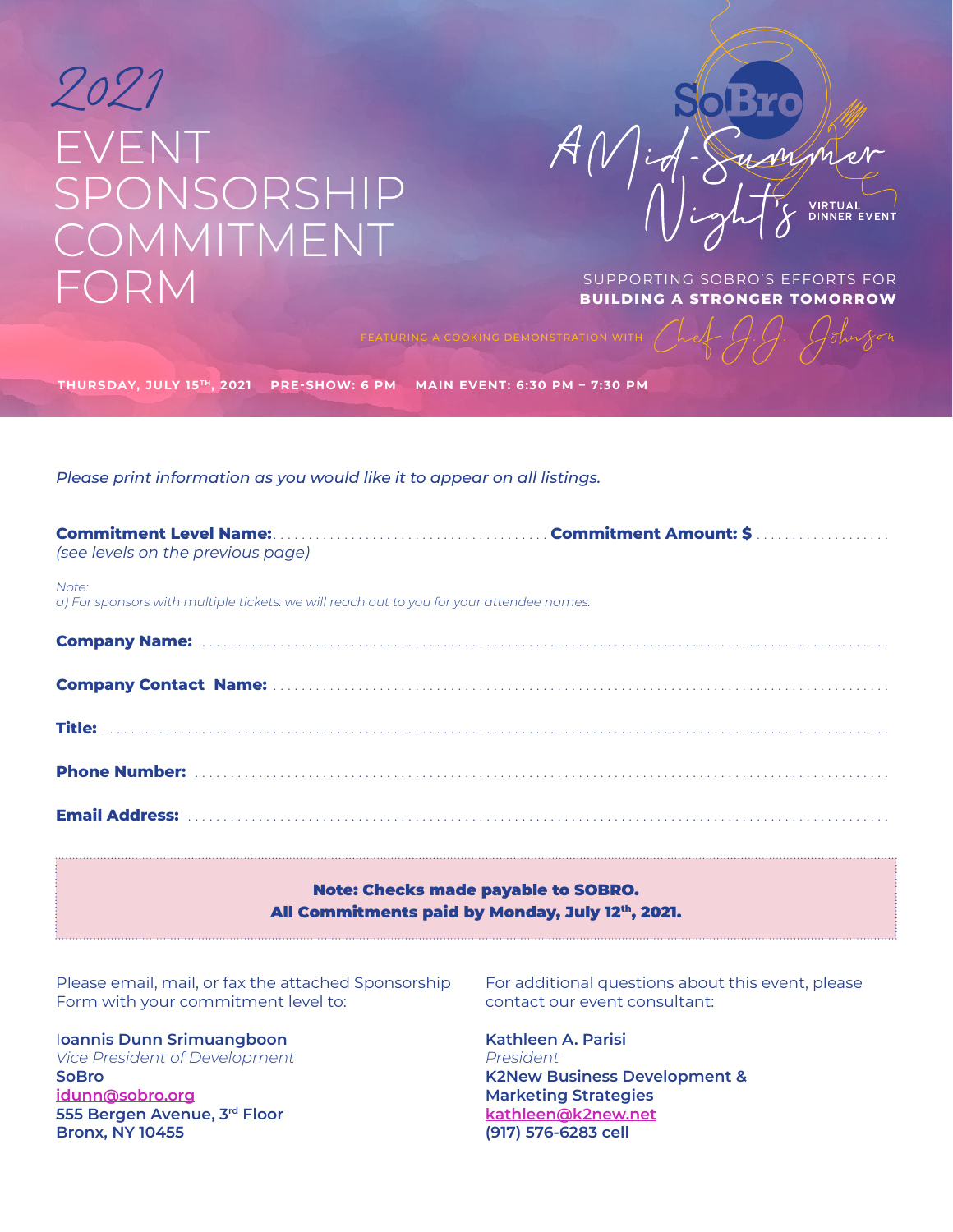# 2021 EVENT SPONSORSHIP COMMITMENT FORM

SoBro

A Mid-Summer Night's VIRTUAL DINNER EVENT

SUPPORTING SOBRO'S EFFORTS FOR **BUILDING A STRONGER TOMORROW**

FEATURING A COOKING DEMONSTRATION WITH Chef J.J. Johnson

**THURSDAY, JULY 15TH, 2021 PRE-SHOW: 6 PM MAIN EVENT: 6:30 PM – 7:30 PM**

*Please print information as you would like it to appear on all listings.*

**Commitment Level Name:**........................................ **Commitment Amount: $**....................
*(see levels on the previous page)*

*Note:*
*a) For sponsors with multiple tickets: we will reach out to you for your attendee names.*

**Company Name:** ..........................................................................................

**Company Contact Name:** ..........................................................................................

**Title:** ..........................................................................................

**Phone Number:** ..........................................................................................

**Email Address:** ..........................................................................................

**Note: Checks made payable to SOBRO.**
**All Commitments paid by Monday, July 12th, 2021.**

Please email, mail, or fax the attached Sponsorship Form with your commitment level to:

**Ioannis Dunn Srimuangboon**
*Vice President of Development*
**SoBro**
**idunn@sobro.org**
**555 Bergen Avenue, 3rd Floor**
**Bronx, NY 10455**

For additional questions about this event, please contact our event consultant:

**Kathleen A. Parisi**
*President*
**K2New Business Development & Marketing Strategies**
**kathleen@k2new.net**
**(917) 576-6283 cell**